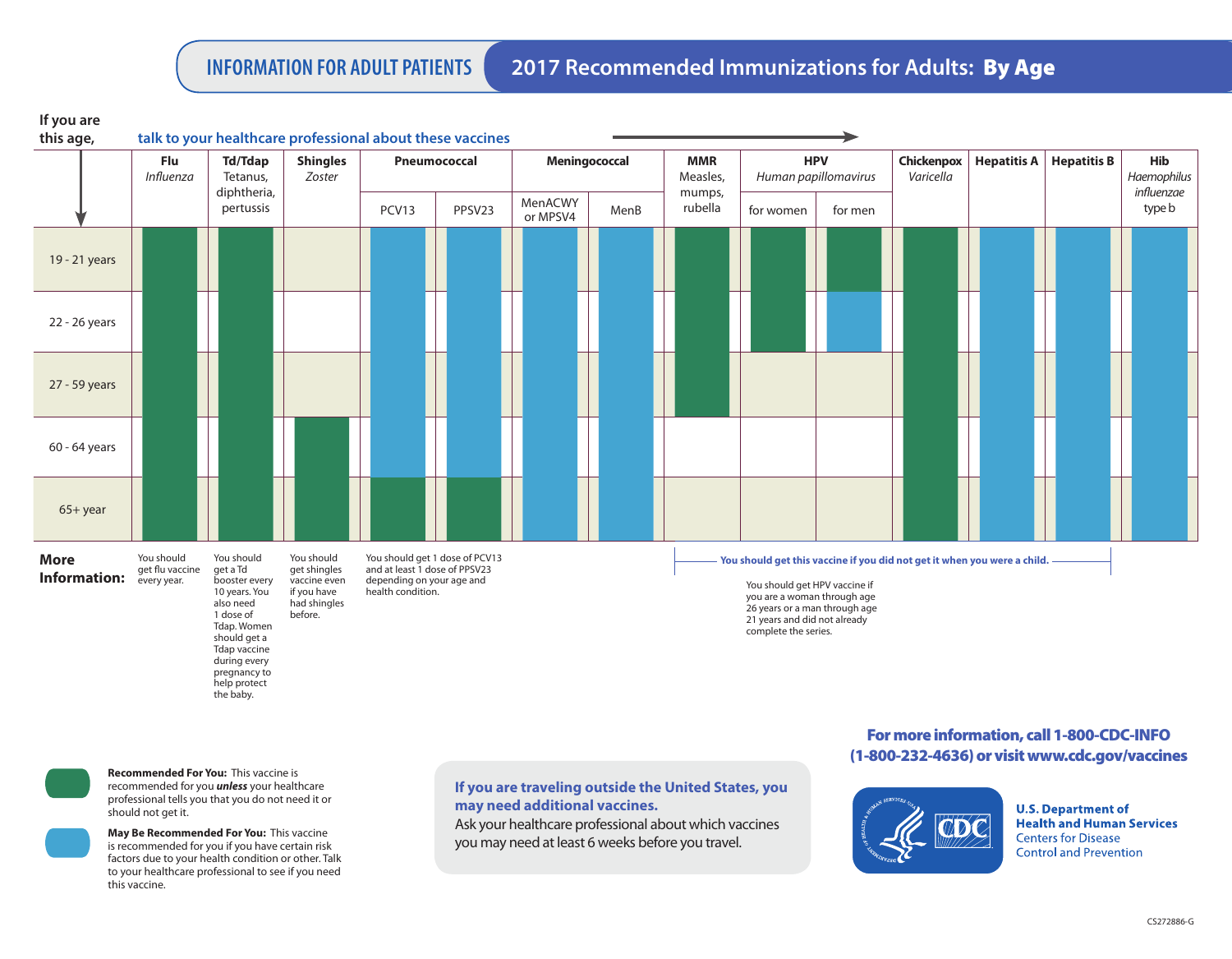INFORMATION FOR ADULT PATIENTS

# 2017 Recommended Immunizations for Adults: **By Age**

**If you are this age,** talk to your healthcare professional about these vaccines →

| If you are this age | Flu *Influenza* | Td/Tdap Tetanus, diphtheria, pertussis | Shingles *Zoster* | Pneumococcal PCV13 | Pneumococcal PPSV23 | Meningococcal MenACWY or MPSV4 | Meningococcal MenB | MMR Measles, mumps, rubella | HPV *Human papillomavirus* for women | HPV for men | Chickenpox *Varicella* | Hepatitis A | Hepatitis B | Hib *Haemophilus influenzae* type b |
|---|---|---|---|---|---|---|---|---|---|---|---|---|---|---|
| 19 - 21 years | Recommended | Recommended | | May be recommended | May be recommended | May be recommended | May be recommended | Recommended | Recommended | Recommended | Recommended | May be recommended | May be recommended | May be recommended |
| 22 - 26 years | Recommended | Recommended | | May be recommended | May be recommended | May be recommended | May be recommended | Recommended | Recommended | May be recommended | Recommended | May be recommended | May be recommended | May be recommended |
| 27 - 59 years | Recommended | Recommended | | May be recommended | May be recommended | May be recommended | May be recommended | Recommended | | | Recommended | May be recommended | May be recommended | May be recommended |
| 60 - 64 years | Recommended | Recommended | Recommended | May be recommended | May be recommended | May be recommended | May be recommended | | | | Recommended | May be recommended | May be recommended | May be recommended |
| 65+ year | Recommended | Recommended | Recommended | Recommended | Recommended | May be recommended | May be recommended | | | | Recommended | May be recommended | May be recommended | May be recommended |

**More Information:**

- **Flu:** You should get flu vaccine every year.
- **Td/Tdap:** You should get a Td booster every 10 years. You also need 1 dose of Tdap. Women should get a Tdap vaccine during every pregnancy to help protect the baby.
- **Shingles:** You should get shingles vaccine even if you have had shingles before.
- **Pneumococcal:** You should get 1 dose of PCV13 and at least 1 dose of PPSV23 depending on your age and health condition.
- **MMR, HPV, Chickenpox:** You should get this vaccine if you did not get it when you were a child.
- **HPV:** You should get HPV vaccine if you are a woman through age 26 years or a man through age 21 years and did not already complete the series.

**Recommended For You:** This vaccine is recommended for you ***unless*** your healthcare professional tells you that you do not need it or should not get it.

**May Be Recommended For You:** This vaccine is recommended for you if you have certain risk factors due to your health condition or other. Talk to your healthcare professional to see if you need this vaccine.

**If you are traveling outside the United States, you may need additional vaccines.**
Ask your healthcare professional about which vaccines you may need at least 6 weeks before you travel.

**For more information, call 1-800-CDC-INFO (1-800-232-4636) or visit www.cdc.gov/vaccines**

**U.S. Department of Health and Human Services**
Centers for Disease Control and Prevention

CS272886-G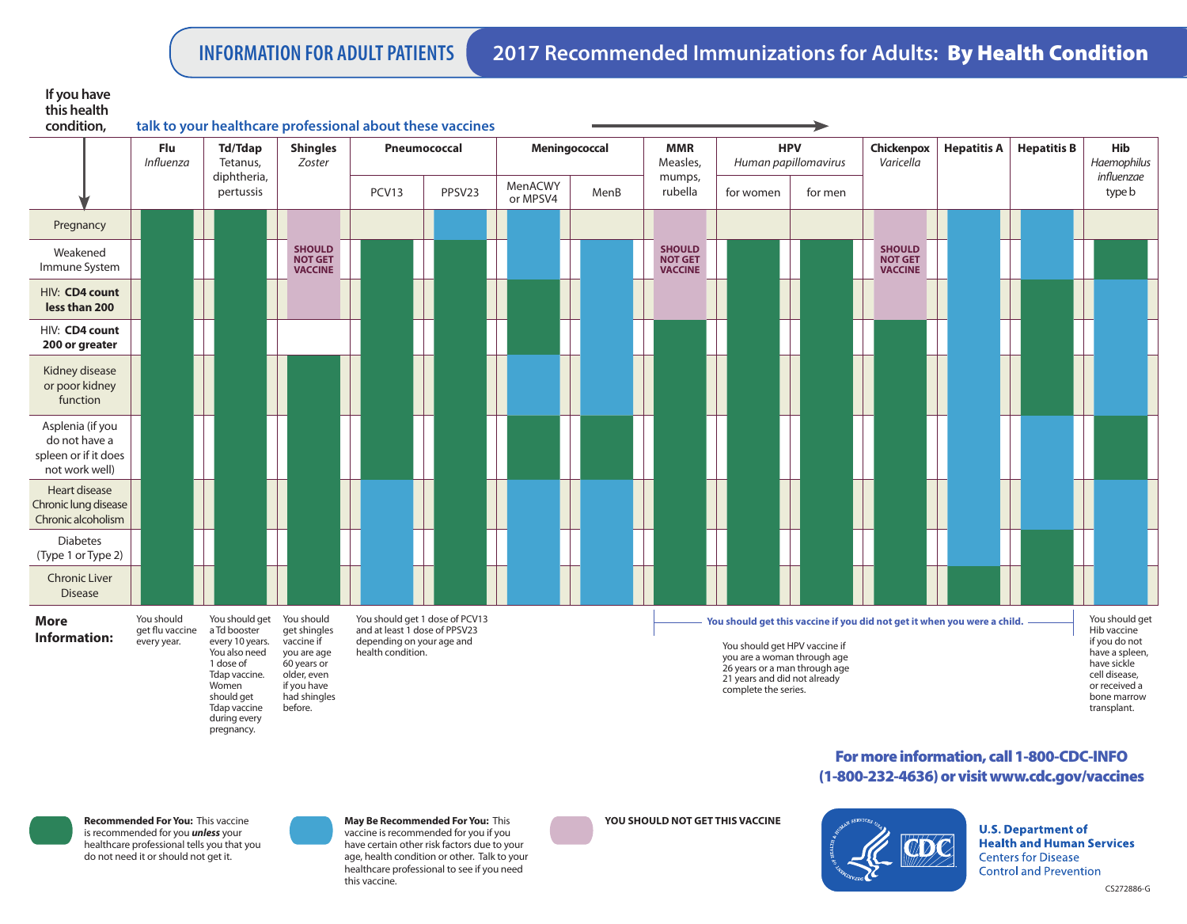# INFORMATION FOR ADULT PATIENTS

## 2017 Recommended Immunizations for Adults: **By Health Condition**

If you have this health condition, talk to your healthcare professional about these vaccines

| If you have this health condition, | **Flu** *Influenza* | **Td/Tdap** Tetanus, diphtheria, pertussis | **Shingles** *Zoster* | **Pneumococcal** | | **Meningococcal** | | **MMR** Measles, mumps, rubella | **HPV** *Human papillomavirus* | | **Chickenpox** *Varicella* | **Hepatitis A** | **Hepatitis B** | **Hib** *Haemophilus influenzae* type b |
|---|---|---|---|---|---|---|---|---|---|---|---|---|---|---|
| | | | | PCV13 | PPSV23 | MenACWY or MPSV4 | MenB | | for women | for men | | | | |
| Pregnancy | | | | | | | | | | | | | | |
| Weakened Immune System | | | **SHOULD NOT GET VACCINE** | | | | | **SHOULD NOT GET VACCINE** | | | **SHOULD NOT GET VACCINE** | | | |
| HIV: **CD4 count less than 200** | | | | | | | | | | | | | | |
| HIV: **CD4 count 200 or greater** | | | | | | | | | | | | | | |
| Kidney disease or poor kidney function | | | | | | | | | | | | | | |
| Asplenia (if you do not have a spleen or if it does not work well) | | | | | | | | | | | | | | |
| Heart disease Chronic lung disease Chronic alcoholism | | | | | | | | | | | | | | |
| Diabetes (Type 1 or Type 2) | | | | | | | | | | | | | | |
| Chronic Liver Disease | | | | | | | | | | | | | | |

**More Information:**

- **Flu:** You should get flu vaccine every year.
- **Td/Tdap:** You should get a Td booster every 10 years. You also need 1 dose of Tdap vaccine. Women should get Tdap vaccine during every pregnancy.
- **Shingles:** You should get shingles vaccine if you are age 60 years or older, even if you have had shingles before.
- **Pneumococcal:** You should get 1 dose of PCV13 and at least 1 dose of PPSV23 depending on your age and health condition.
- **MMR, HPV, Chickenpox, Hepatitis A, Hepatitis B:** You should get this vaccine if you did not get it when you were a child.
- **HPV:** You should get HPV vaccine if you are a woman through age 26 years or a man through age 21 years and did not already complete the series.
- **Hib:** You should get Hib vaccine if you do not have a spleen, have sickle cell disease, or received a bone marrow transplant.

**For more information, call 1-800-CDC-INFO (1-800-232-4636) or visit www.cdc.gov/vaccines**

**Recommended For You:** This vaccine is recommended for you ***unless*** your healthcare professional tells you that you do not need it or should not get it.

**May Be Recommended For You:** This vaccine is recommended for you if you have certain other risk factors due to your age, health condition or other. Talk to your healthcare professional to see if you need this vaccine.

**YOU SHOULD NOT GET THIS VACCINE**

**U.S. Department of Health and Human Services**
Centers for Disease Control and Prevention

CS272886-G